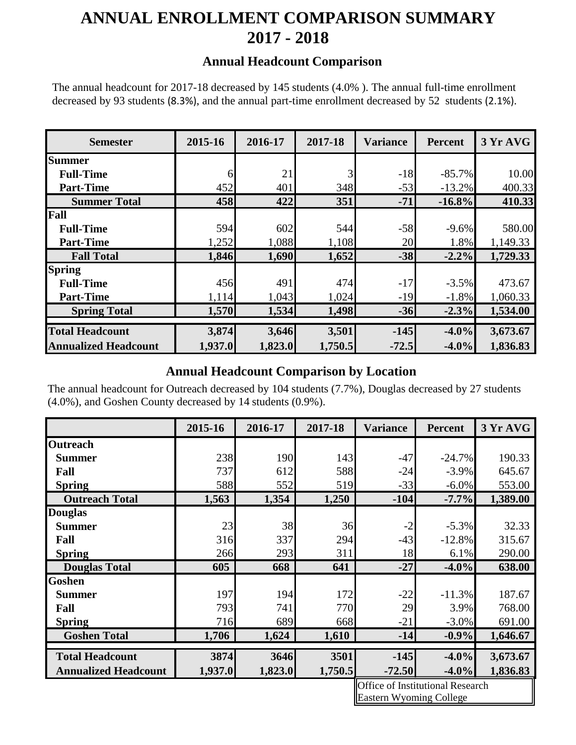# ANNUAL ENROLLMENT COMPARISON SUMMARY 2017 - 2018

## Annual Headcount Comparison

The annual headcount for 2017-18 decreased by 145 students (4.0% ). The annual full-time enrollment decreased by 93 students (8.3%), and the annual part-time enrollment decreased by 52 students (2.1%).

| Semester | 2015-16 | 2016-17 | 2017-18 | Variance | Percent | 3 Yr AVG |
|---|---|---|---|---|---|---|
| **Summer** | | | | | | |
| **Full-Time** | 6 | 21 | 3 | -18 | -85.7% | 10.00 |
| **Part-Time** | 452 | 401 | 348 | -53 | -13.2% | 400.33 |
| **Summer Total** | **458** | **422** | **351** | **-71** | **-16.8%** | **410.33** |
| **Fall** | | | | | | |
| **Full-Time** | 594 | 602 | 544 | -58 | -9.6% | 580.00 |
| **Part-Time** | 1,252 | 1,088 | 1,108 | 20 | 1.8% | 1,149.33 |
| **Fall Total** | **1,846** | **1,690** | **1,652** | **-38** | **-2.2%** | **1,729.33** |
| **Spring** | | | | | | |
| **Full-Time** | 456 | 491 | 474 | -17 | -3.5% | 473.67 |
| **Part-Time** | 1,114 | 1,043 | 1,024 | -19 | -1.8% | 1,060.33 |
| **Spring Total** | **1,570** | **1,534** | **1,498** | **-36** | **-2.3%** | **1,534.00** |
| **Total Headcount** | **3,874** | **3,646** | **3,501** | **-145** | **-4.0%** | **3,673.67** |
| **Annualized Headcount** | **1,937.0** | **1,823.0** | **1,750.5** | **-72.5** | **-4.0%** | **1,836.83** |

## Annual Headcount Comparison by Location

The annual headcount for Outreach decreased by 104 students (7.7%), Douglas decreased by 27 students (4.0%), and Goshen County decreased by 14 students (0.9%).

| | 2015-16 | 2016-17 | 2017-18 | Variance | Percent | 3 Yr AVG |
|---|---|---|---|---|---|---|
| **Outreach** | | | | | | |
| **Summer** | 238 | 190 | 143 | -47 | -24.7% | 190.33 |
| **Fall** | 737 | 612 | 588 | -24 | -3.9% | 645.67 |
| **Spring** | 588 | 552 | 519 | -33 | -6.0% | 553.00 |
| **Outreach Total** | **1,563** | **1,354** | **1,250** | **-104** | **-7.7%** | **1,389.00** |
| **Douglas** | | | | | | |
| **Summer** | 23 | 38 | 36 | -2 | -5.3% | 32.33 |
| **Fall** | 316 | 337 | 294 | -43 | -12.8% | 315.67 |
| **Spring** | 266 | 293 | 311 | 18 | 6.1% | 290.00 |
| **Douglas Total** | **605** | **668** | **641** | **-27** | **-4.0%** | **638.00** |
| **Goshen** | | | | | | |
| **Summer** | 197 | 194 | 172 | -22 | -11.3% | 187.67 |
| **Fall** | 793 | 741 | 770 | 29 | 3.9% | 768.00 |
| **Spring** | 716 | 689 | 668 | -21 | -3.0% | 691.00 |
| **Goshen Total** | **1,706** | **1,624** | **1,610** | **-14** | **-0.9%** | **1,646.67** |
| **Total Headcount** | **3874** | **3646** | **3501** | **-145** | **-4.0%** | **3,673.67** |
| **Annualized Headcount** | **1,937.0** | **1,823.0** | **1,750.5** | **-72.50** | **-4.0%** | **1,836.83** |

Office of Institutional Research
Eastern Wyoming College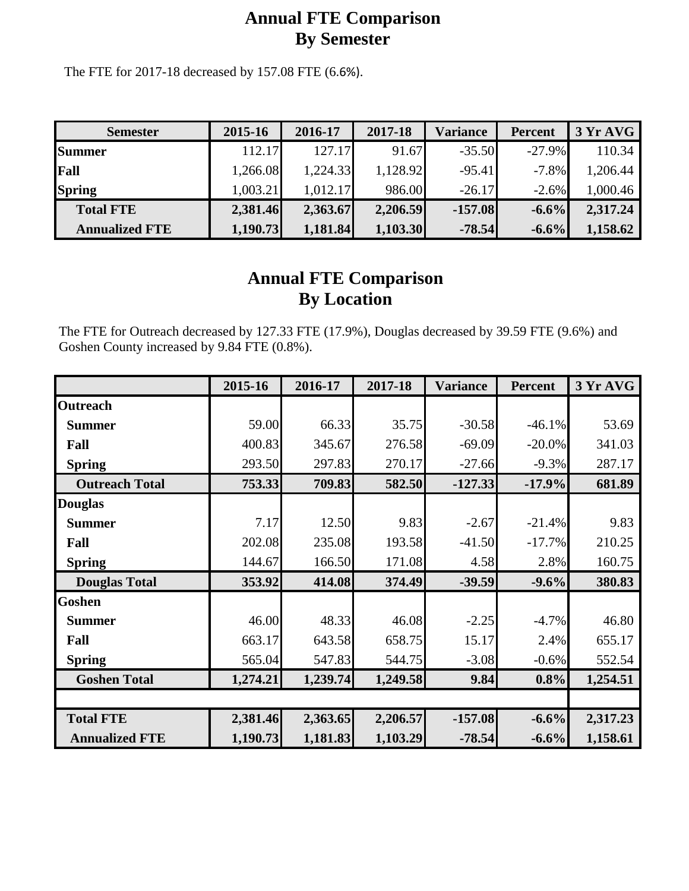# Annual FTE Comparison
# By Semester

The FTE for 2017-18 decreased by 157.08 FTE (6.6%).

| Semester | 2015-16 | 2016-17 | 2017-18 | Variance | Percent | 3 Yr AVG |
|---|---|---|---|---|---|---|
| **Summer** | 112.17 | 127.17 | 91.67 | -35.50 | -27.9% | 110.34 |
| **Fall** | 1,266.08 | 1,224.33 | 1,128.92 | -95.41 | -7.8% | 1,206.44 |
| **Spring** | 1,003.21 | 1,012.17 | 986.00 | -26.17 | -2.6% | 1,000.46 |
| **Total FTE** | **2,381.46** | **2,363.67** | **2,206.59** | **-157.08** | **-6.6%** | **2,317.24** |
| **Annualized FTE** | **1,190.73** | **1,181.84** | **1,103.30** | **-78.54** | **-6.6%** | **1,158.62** |

# Annual FTE Comparison
# By Location

The FTE for Outreach decreased by 127.33 FTE (17.9%), Douglas decreased by 39.59 FTE (9.6%) and Goshen County increased by 9.84 FTE (0.8%).

| | 2015-16 | 2016-17 | 2017-18 | Variance | Percent | 3 Yr AVG |
|---|---|---|---|---|---|---|
| **Outreach** | | | | | | |
| **Summer** | 59.00 | 66.33 | 35.75 | -30.58 | -46.1% | 53.69 |
| **Fall** | 400.83 | 345.67 | 276.58 | -69.09 | -20.0% | 341.03 |
| **Spring** | 293.50 | 297.83 | 270.17 | -27.66 | -9.3% | 287.17 |
| **Outreach Total** | **753.33** | **709.83** | **582.50** | **-127.33** | **-17.9%** | **681.89** |
| **Douglas** | | | | | | |
| **Summer** | 7.17 | 12.50 | 9.83 | -2.67 | -21.4% | 9.83 |
| **Fall** | 202.08 | 235.08 | 193.58 | -41.50 | -17.7% | 210.25 |
| **Spring** | 144.67 | 166.50 | 171.08 | 4.58 | 2.8% | 160.75 |
| **Douglas Total** | **353.92** | **414.08** | **374.49** | **-39.59** | **-9.6%** | **380.83** |
| **Goshen** | | | | | | |
| **Summer** | 46.00 | 48.33 | 46.08 | -2.25 | -4.7% | 46.80 |
| **Fall** | 663.17 | 643.58 | 658.75 | 15.17 | 2.4% | 655.17 |
| **Spring** | 565.04 | 547.83 | 544.75 | -3.08 | -0.6% | 552.54 |
| **Goshen Total** | **1,274.21** | **1,239.74** | **1,249.58** | **9.84** | **0.8%** | **1,254.51** |
| | | | | | | |
| **Total FTE** | **2,381.46** | **2,363.65** | **2,206.57** | **-157.08** | **-6.6%** | **2,317.23** |
| **Annualized FTE** | **1,190.73** | **1,181.83** | **1,103.29** | **-78.54** | **-6.6%** | **1,158.61** |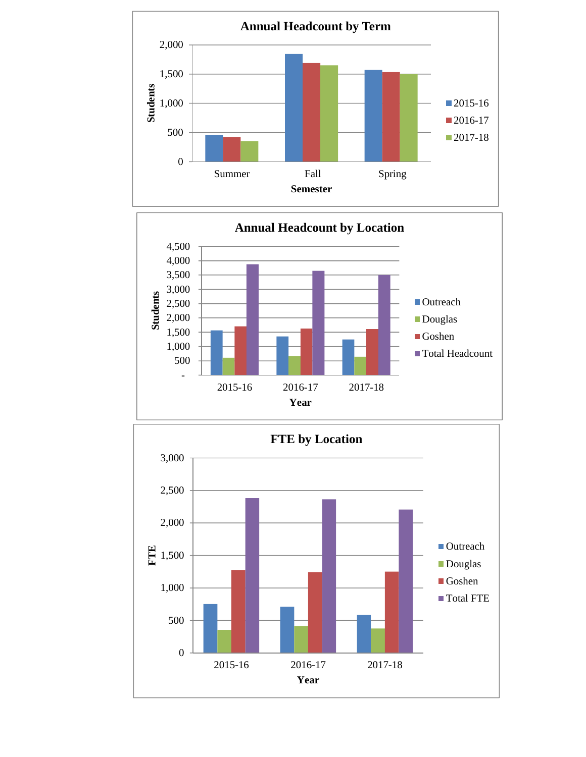**Annual Headcount by Term**

Students

2,000
1,500
1,000
500
0

Summer
Fall
Spring

Semester

2015-16
2016-17
2017-18

**Annual Headcount by Location**

Students

4,500
4,000
3,500
3,000
2,500
2,000
1,500
1,000
500
-

2015-16
2016-17
2017-18

Year

Outreach
Douglas
Goshen
Total Headcount

**FTE by Location**

FTE

3,000
2,500
2,000
1,500
1,000
500
0

2015-16
2016-17
2017-18

Year

Outreach
Douglas
Goshen
Total FTE